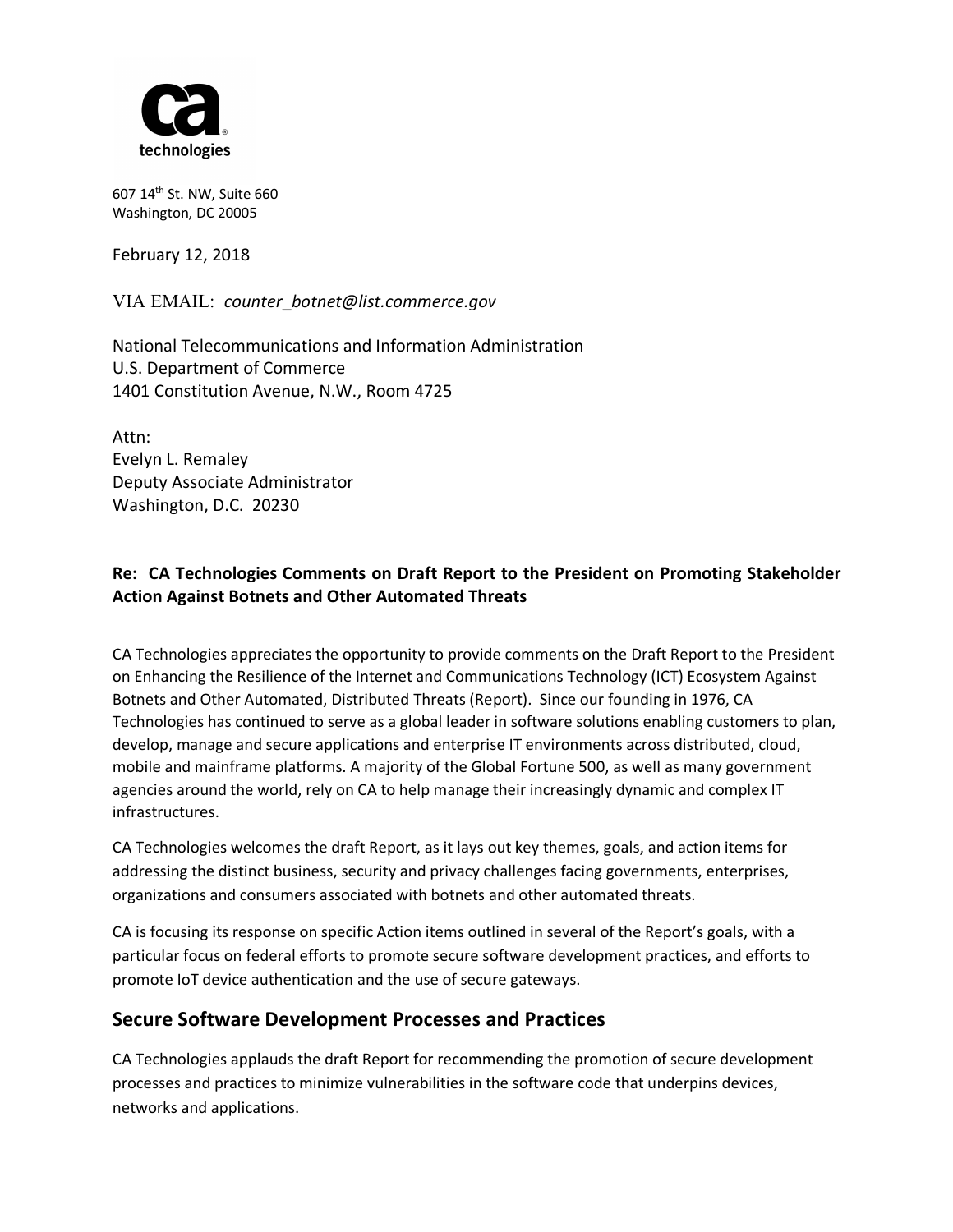607 14th St. NW, Suite 660
Washington, DC 20005

February 12, 2018

VIA EMAIL: *counter_botnet@list.commerce.gov*

National Telecommunications and Information Administration
U.S. Department of Commerce
1401 Constitution Avenue, N.W., Room 4725

Attn:
Evelyn L. Remaley
Deputy Associate Administrator
Washington, D.C. 20230

**Re: CA Technologies Comments on Draft Report to the President on Promoting Stakeholder Action Against Botnets and Other Automated Threats**

CA Technologies appreciates the opportunity to provide comments on the Draft Report to the President on Enhancing the Resilience of the Internet and Communications Technology (ICT) Ecosystem Against Botnets and Other Automated, Distributed Threats (Report). Since our founding in 1976, CA Technologies has continued to serve as a global leader in software solutions enabling customers to plan, develop, manage and secure applications and enterprise IT environments across distributed, cloud, mobile and mainframe platforms. A majority of the Global Fortune 500, as well as many government agencies around the world, rely on CA to help manage their increasingly dynamic and complex IT infrastructures.

CA Technologies welcomes the draft Report, as it lays out key themes, goals, and action items for addressing the distinct business, security and privacy challenges facing governments, enterprises, organizations and consumers associated with botnets and other automated threats.

CA is focusing its response on specific Action items outlined in several of the Report's goals, with a particular focus on federal efforts to promote secure software development practices, and efforts to promote IoT device authentication and the use of secure gateways.

## Secure Software Development Processes and Practices

CA Technologies applauds the draft Report for recommending the promotion of secure development processes and practices to minimize vulnerabilities in the software code that underpins devices, networks and applications.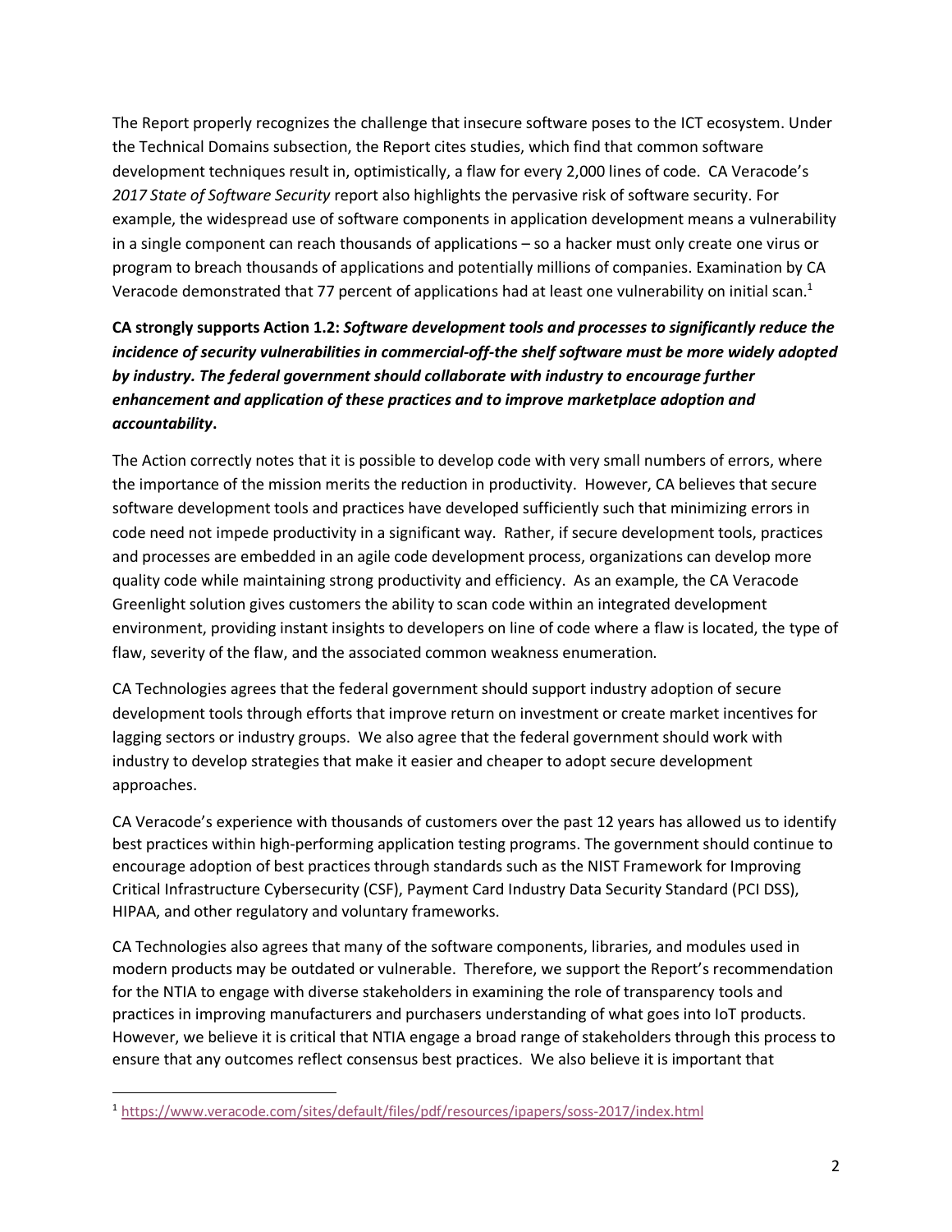The Report properly recognizes the challenge that insecure software poses to the ICT ecosystem. Under the Technical Domains subsection, the Report cites studies, which find that common software development techniques result in, optimistically, a flaw for every 2,000 lines of code. CA Veracode's *2017 State of Software Security* report also highlights the pervasive risk of software security. For example, the widespread use of software components in application development means a vulnerability in a single component can reach thousands of applications – so a hacker must only create one virus or program to breach thousands of applications and potentially millions of companies. Examination by CA Veracode demonstrated that 77 percent of applications had at least one vulnerability on initial scan.[1]

**CA strongly supports Action 1.2: *Software development tools and processes to significantly reduce the incidence of security vulnerabilities in commercial-off-the shelf software must be more widely adopted by industry. The federal government should collaborate with industry to encourage further enhancement and application of these practices and to improve marketplace adoption and accountability*.**

The Action correctly notes that it is possible to develop code with very small numbers of errors, where the importance of the mission merits the reduction in productivity. However, CA believes that secure software development tools and practices have developed sufficiently such that minimizing errors in code need not impede productivity in a significant way. Rather, if secure development tools, practices and processes are embedded in an agile code development process, organizations can develop more quality code while maintaining strong productivity and efficiency. As an example, the CA Veracode Greenlight solution gives customers the ability to scan code within an integrated development environment, providing instant insights to developers on line of code where a flaw is located, the type of flaw, severity of the flaw, and the associated common weakness enumeration.

CA Technologies agrees that the federal government should support industry adoption of secure development tools through efforts that improve return on investment or create market incentives for lagging sectors or industry groups. We also agree that the federal government should work with industry to develop strategies that make it easier and cheaper to adopt secure development approaches.

CA Veracode's experience with thousands of customers over the past 12 years has allowed us to identify best practices within high-performing application testing programs. The government should continue to encourage adoption of best practices through standards such as the NIST Framework for Improving Critical Infrastructure Cybersecurity (CSF), Payment Card Industry Data Security Standard (PCI DSS), HIPAA, and other regulatory and voluntary frameworks.

CA Technologies also agrees that many of the software components, libraries, and modules used in modern products may be outdated or vulnerable. Therefore, we support the Report's recommendation for the NTIA to engage with diverse stakeholders in examining the role of transparency tools and practices in improving manufacturers and purchasers understanding of what goes into IoT products. However, we believe it is critical that NTIA engage a broad range of stakeholders through this process to ensure that any outcomes reflect consensus best practices. We also believe it is important that

[1] https://www.veracode.com/sites/default/files/pdf/resources/ipapers/soss-2017/index.html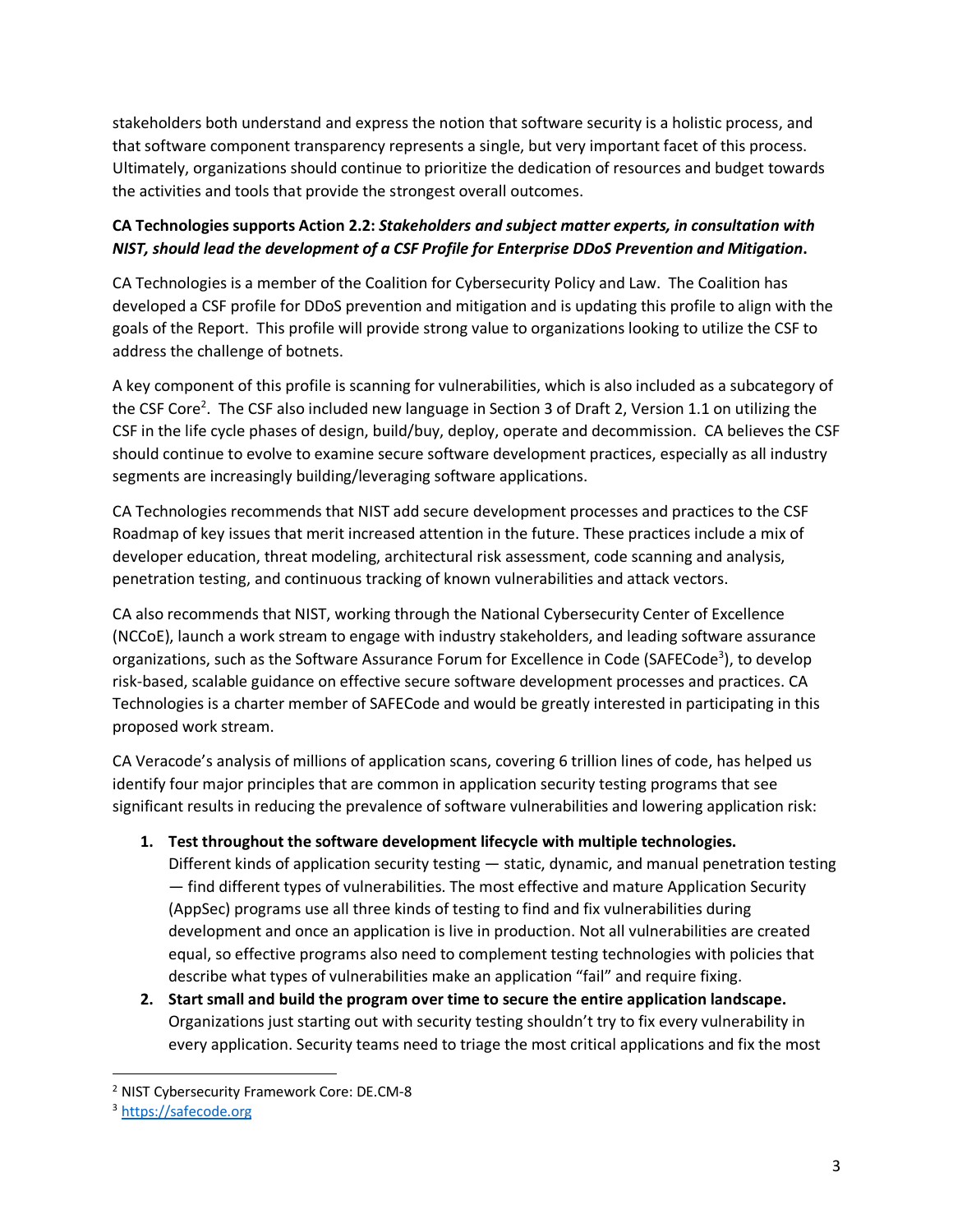stakeholders both understand and express the notion that software security is a holistic process, and that software component transparency represents a single, but very important facet of this process. Ultimately, organizations should continue to prioritize the dedication of resources and budget towards the activities and tools that provide the strongest overall outcomes.

**CA Technologies supports Action 2.2:** ***Stakeholders and subject matter experts, in consultation with NIST, should lead the development of a CSF Profile for Enterprise DDoS Prevention and Mitigation*****.**

CA Technologies is a member of the Coalition for Cybersecurity Policy and Law. The Coalition has developed a CSF profile for DDoS prevention and mitigation and is updating this profile to align with the goals of the Report. This profile will provide strong value to organizations looking to utilize the CSF to address the challenge of botnets.

A key component of this profile is scanning for vulnerabilities, which is also included as a subcategory of the CSF Core[2]. The CSF also included new language in Section 3 of Draft 2, Version 1.1 on utilizing the CSF in the life cycle phases of design, build/buy, deploy, operate and decommission. CA believes the CSF should continue to evolve to examine secure software development practices, especially as all industry segments are increasingly building/leveraging software applications.

CA Technologies recommends that NIST add secure development processes and practices to the CSF Roadmap of key issues that merit increased attention in the future. These practices include a mix of developer education, threat modeling, architectural risk assessment, code scanning and analysis, penetration testing, and continuous tracking of known vulnerabilities and attack vectors.

CA also recommends that NIST, working through the National Cybersecurity Center of Excellence (NCCoE), launch a work stream to engage with industry stakeholders, and leading software assurance organizations, such as the Software Assurance Forum for Excellence in Code (SAFECode[3]), to develop risk-based, scalable guidance on effective secure software development processes and practices. CA Technologies is a charter member of SAFECode and would be greatly interested in participating in this proposed work stream.

CA Veracode's analysis of millions of application scans, covering 6 trillion lines of code, has helped us identify four major principles that are common in application security testing programs that see significant results in reducing the prevalence of software vulnerabilities and lowering application risk:

1. **Test throughout the software development lifecycle with multiple technologies.** Different kinds of application security testing — static, dynamic, and manual penetration testing — find different types of vulnerabilities. The most effective and mature Application Security (AppSec) programs use all three kinds of testing to find and fix vulnerabilities during development and once an application is live in production. Not all vulnerabilities are created equal, so effective programs also need to complement testing technologies with policies that describe what types of vulnerabilities make an application "fail" and require fixing.
2. **Start small and build the program over time to secure the entire application landscape.** Organizations just starting out with security testing shouldn't try to fix every vulnerability in every application. Security teams need to triage the most critical applications and fix the most

---

[2] NIST Cybersecurity Framework Core: DE.CM-8

[3] https://safecode.org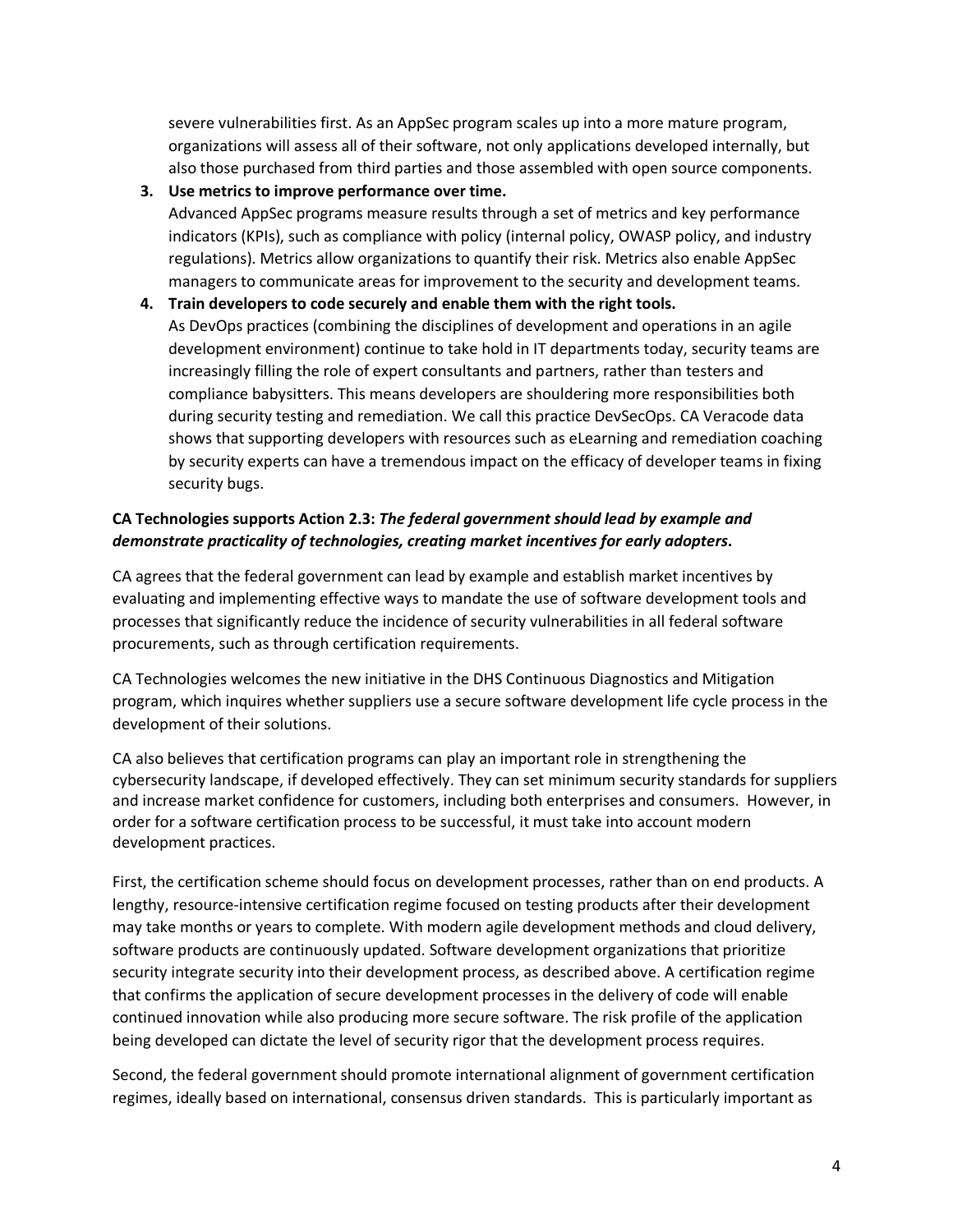severe vulnerabilities first. As an AppSec program scales up into a more mature program, organizations will assess all of their software, not only applications developed internally, but also those purchased from third parties and those assembled with open source components.

3. **Use metrics to improve performance over time.**
   Advanced AppSec programs measure results through a set of metrics and key performance indicators (KPIs), such as compliance with policy (internal policy, OWASP policy, and industry regulations). Metrics allow organizations to quantify their risk. Metrics also enable AppSec managers to communicate areas for improvement to the security and development teams.
4. **Train developers to code securely and enable them with the right tools.**
   As DevOps practices (combining the disciplines of development and operations in an agile development environment) continue to take hold in IT departments today, security teams are increasingly filling the role of expert consultants and partners, rather than testers and compliance babysitters. This means developers are shouldering more responsibilities both during security testing and remediation. We call this practice DevSecOps. CA Veracode data shows that supporting developers with resources such as eLearning and remediation coaching by security experts can have a tremendous impact on the efficacy of developer teams in fixing security bugs.

**CA Technologies supports Action 2.3: *The federal government should lead by example and demonstrate practicality of technologies, creating market incentives for early adopters*.**

CA agrees that the federal government can lead by example and establish market incentives by evaluating and implementing effective ways to mandate the use of software development tools and processes that significantly reduce the incidence of security vulnerabilities in all federal software procurements, such as through certification requirements.

CA Technologies welcomes the new initiative in the DHS Continuous Diagnostics and Mitigation program, which inquires whether suppliers use a secure software development life cycle process in the development of their solutions.

CA also believes that certification programs can play an important role in strengthening the cybersecurity landscape, if developed effectively. They can set minimum security standards for suppliers and increase market confidence for customers, including both enterprises and consumers. However, in order for a software certification process to be successful, it must take into account modern development practices.

First, the certification scheme should focus on development processes, rather than on end products. A lengthy, resource-intensive certification regime focused on testing products after their development may take months or years to complete. With modern agile development methods and cloud delivery, software products are continuously updated. Software development organizations that prioritize security integrate security into their development process, as described above. A certification regime that confirms the application of secure development processes in the delivery of code will enable continued innovation while also producing more secure software. The risk profile of the application being developed can dictate the level of security rigor that the development process requires.

Second, the federal government should promote international alignment of government certification regimes, ideally based on international, consensus driven standards. This is particularly important as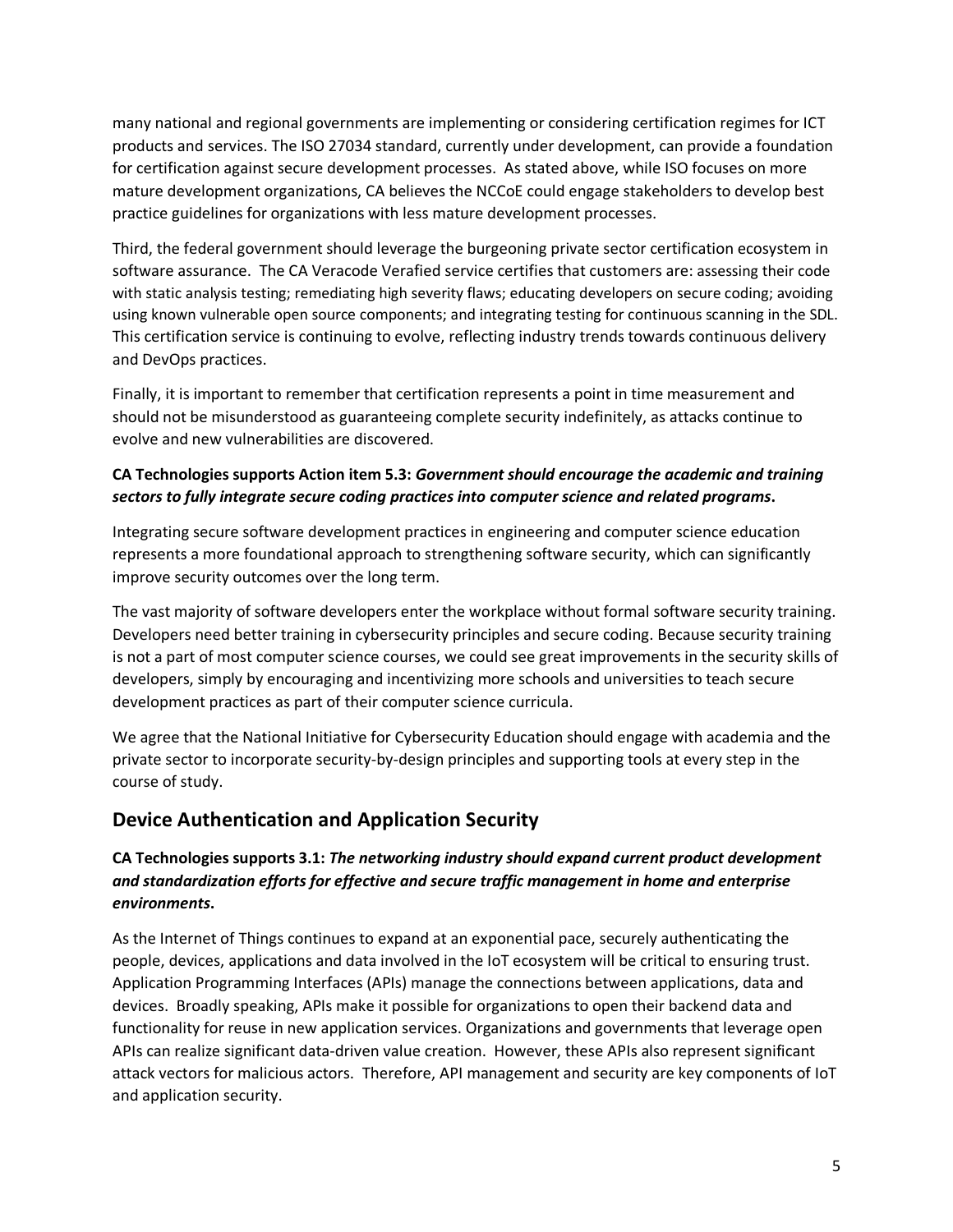many national and regional governments are implementing or considering certification regimes for ICT products and services. The ISO 27034 standard, currently under development, can provide a foundation for certification against secure development processes. As stated above, while ISO focuses on more mature development organizations, CA believes the NCCoE could engage stakeholders to develop best practice guidelines for organizations with less mature development processes.

Third, the federal government should leverage the burgeoning private sector certification ecosystem in software assurance. The CA Veracode Verafied service certifies that customers are: assessing their code with static analysis testing; remediating high severity flaws; educating developers on secure coding; avoiding using known vulnerable open source components; and integrating testing for continuous scanning in the SDL. This certification service is continuing to evolve, reflecting industry trends towards continuous delivery and DevOps practices.

Finally, it is important to remember that certification represents a point in time measurement and should not be misunderstood as guaranteeing complete security indefinitely, as attacks continue to evolve and new vulnerabilities are discovered.

**CA Technologies supports Action item 5.3:** ***Government should encourage the academic and training sectors to fully integrate secure coding practices into computer science and related programs*.**

Integrating secure software development practices in engineering and computer science education represents a more foundational approach to strengthening software security, which can significantly improve security outcomes over the long term.

The vast majority of software developers enter the workplace without formal software security training. Developers need better training in cybersecurity principles and secure coding. Because security training is not a part of most computer science courses, we could see great improvements in the security skills of developers, simply by encouraging and incentivizing more schools and universities to teach secure development practices as part of their computer science curricula.

We agree that the National Initiative for Cybersecurity Education should engage with academia and the private sector to incorporate security-by-design principles and supporting tools at every step in the course of study.

## Device Authentication and Application Security

**CA Technologies supports 3.1:** ***The networking industry should expand current product development and standardization efforts for effective and secure traffic management in home and enterprise environments*.**

As the Internet of Things continues to expand at an exponential pace, securely authenticating the people, devices, applications and data involved in the IoT ecosystem will be critical to ensuring trust. Application Programming Interfaces (APIs) manage the connections between applications, data and devices. Broadly speaking, APIs make it possible for organizations to open their backend data and functionality for reuse in new application services. Organizations and governments that leverage open APIs can realize significant data-driven value creation. However, these APIs also represent significant attack vectors for malicious actors. Therefore, API management and security are key components of IoT and application security.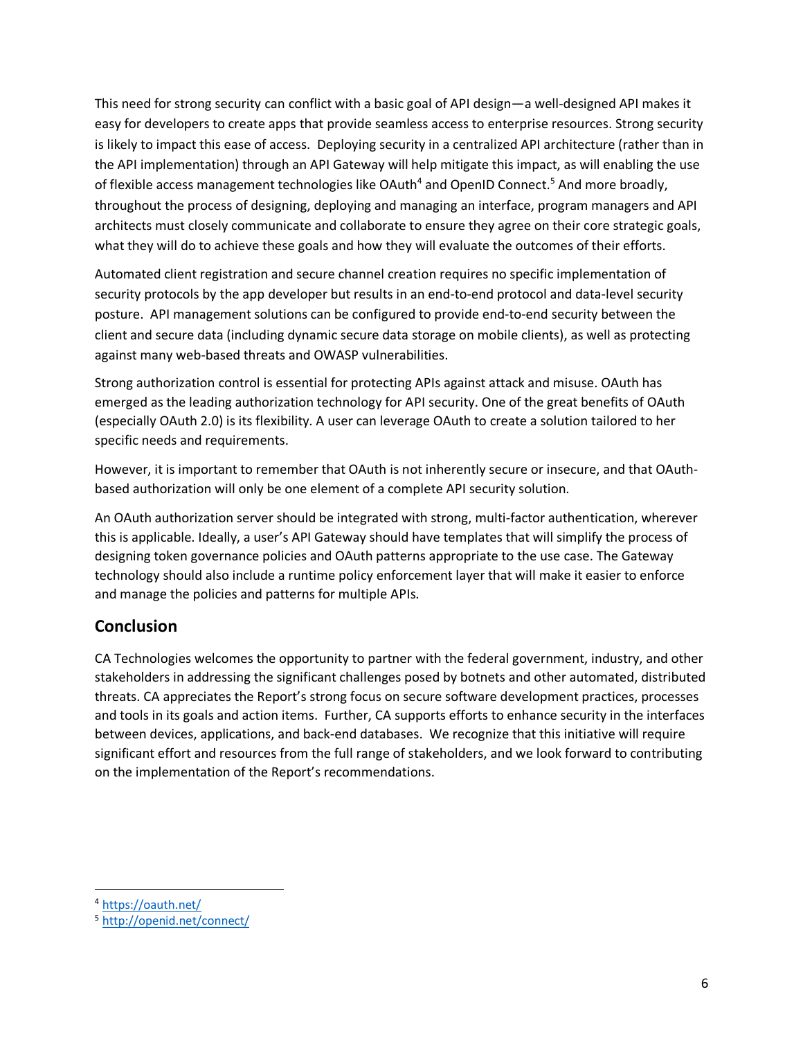This need for strong security can conflict with a basic goal of API design—a well-designed API makes it easy for developers to create apps that provide seamless access to enterprise resources. Strong security is likely to impact this ease of access. Deploying security in a centralized API architecture (rather than in the API implementation) through an API Gateway will help mitigate this impact, as will enabling the use of flexible access management technologies like OAuth[4] and OpenID Connect.[5] And more broadly, throughout the process of designing, deploying and managing an interface, program managers and API architects must closely communicate and collaborate to ensure they agree on their core strategic goals, what they will do to achieve these goals and how they will evaluate the outcomes of their efforts.

Automated client registration and secure channel creation requires no specific implementation of security protocols by the app developer but results in an end-to-end protocol and data-level security posture. API management solutions can be configured to provide end-to-end security between the client and secure data (including dynamic secure data storage on mobile clients), as well as protecting against many web-based threats and OWASP vulnerabilities.

Strong authorization control is essential for protecting APIs against attack and misuse. OAuth has emerged as the leading authorization technology for API security. One of the great benefits of OAuth (especially OAuth 2.0) is its flexibility. A user can leverage OAuth to create a solution tailored to her specific needs and requirements.

However, it is important to remember that OAuth is not inherently secure or insecure, and that OAuth-based authorization will only be one element of a complete API security solution.

An OAuth authorization server should be integrated with strong, multi-factor authentication, wherever this is applicable. Ideally, a user's API Gateway should have templates that will simplify the process of designing token governance policies and OAuth patterns appropriate to the use case. The Gateway technology should also include a runtime policy enforcement layer that will make it easier to enforce and manage the policies and patterns for multiple APIs.

## Conclusion

CA Technologies welcomes the opportunity to partner with the federal government, industry, and other stakeholders in addressing the significant challenges posed by botnets and other automated, distributed threats. CA appreciates the Report's strong focus on secure software development practices, processes and tools in its goals and action items. Further, CA supports efforts to enhance security in the interfaces between devices, applications, and back-end databases. We recognize that this initiative will require significant effort and resources from the full range of stakeholders, and we look forward to contributing on the implementation of the Report's recommendations.

---

[4] https://oauth.net/

[5] http://openid.net/connect/